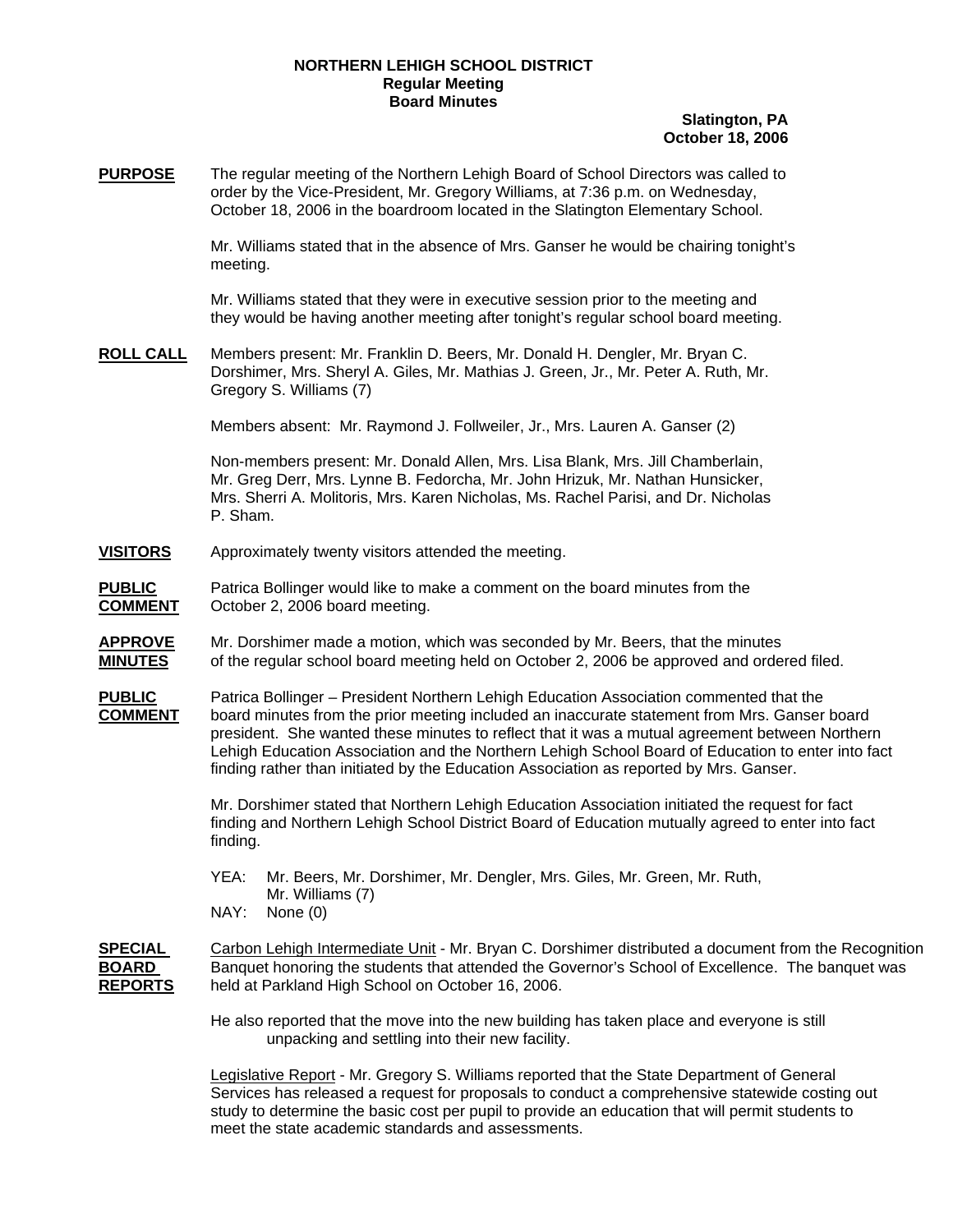**NORTHERN LEHIGH SCHOOL DISTRICT**
**Regular Meeting**
**Board Minutes**

**Slatington, PA**
**October 18, 2006**

**PURPOSE** The regular meeting of the Northern Lehigh Board of School Directors was called to order by the Vice-President, Mr. Gregory Williams, at 7:36 p.m. on Wednesday, October 18, 2006 in the boardroom located in the Slatington Elementary School.

Mr. Williams stated that in the absence of Mrs. Ganser he would be chairing tonight's meeting.

Mr. Williams stated that they were in executive session prior to the meeting and they would be having another meeting after tonight's regular school board meeting.

**ROLL CALL** Members present: Mr. Franklin D. Beers, Mr. Donald H. Dengler, Mr. Bryan C. Dorshimer, Mrs. Sheryl A. Giles, Mr. Mathias J. Green, Jr., Mr. Peter A. Ruth, Mr. Gregory S. Williams (7)

Members absent: Mr. Raymond J. Follweiler, Jr., Mrs. Lauren A. Ganser (2)

Non-members present: Mr. Donald Allen, Mrs. Lisa Blank, Mrs. Jill Chamberlain, Mr. Greg Derr, Mrs. Lynne B. Fedorcha, Mr. John Hrizuk, Mr. Nathan Hunsicker, Mrs. Sherri A. Molitoris, Mrs. Karen Nicholas, Ms. Rachel Parisi, and Dr. Nicholas P. Sham.

**VISITORS** Approximately twenty visitors attended the meeting.

**PUBLIC COMMENT** Patrica Bollinger would like to make a comment on the board minutes from the October 2, 2006 board meeting.

**APPROVE MINUTES** Mr. Dorshimer made a motion, which was seconded by Mr. Beers, that the minutes of the regular school board meeting held on October 2, 2006 be approved and ordered filed.

**PUBLIC COMMENT** Patrica Bollinger – President Northern Lehigh Education Association commented that the board minutes from the prior meeting included an inaccurate statement from Mrs. Ganser board president. She wanted these minutes to reflect that it was a mutual agreement between Northern Lehigh Education Association and the Northern Lehigh School Board of Education to enter into fact finding rather than initiated by the Education Association as reported by Mrs. Ganser.

Mr. Dorshimer stated that Northern Lehigh Education Association initiated the request for fact finding and Northern Lehigh School District Board of Education mutually agreed to enter into fact finding.

YEA: Mr. Beers, Mr. Dorshimer, Mr. Dengler, Mrs. Giles, Mr. Green, Mr. Ruth, Mr. Williams (7)
NAY: None (0)

**SPECIAL BOARD REPORTS** Carbon Lehigh Intermediate Unit - Mr. Bryan C. Dorshimer distributed a document from the Recognition Banquet honoring the students that attended the Governor's School of Excellence. The banquet was held at Parkland High School on October 16, 2006.

He also reported that the move into the new building has taken place and everyone is still unpacking and settling into their new facility.

Legislative Report - Mr. Gregory S. Williams reported that the State Department of General Services has released a request for proposals to conduct a comprehensive statewide costing out study to determine the basic cost per pupil to provide an education that will permit students to meet the state academic standards and assessments.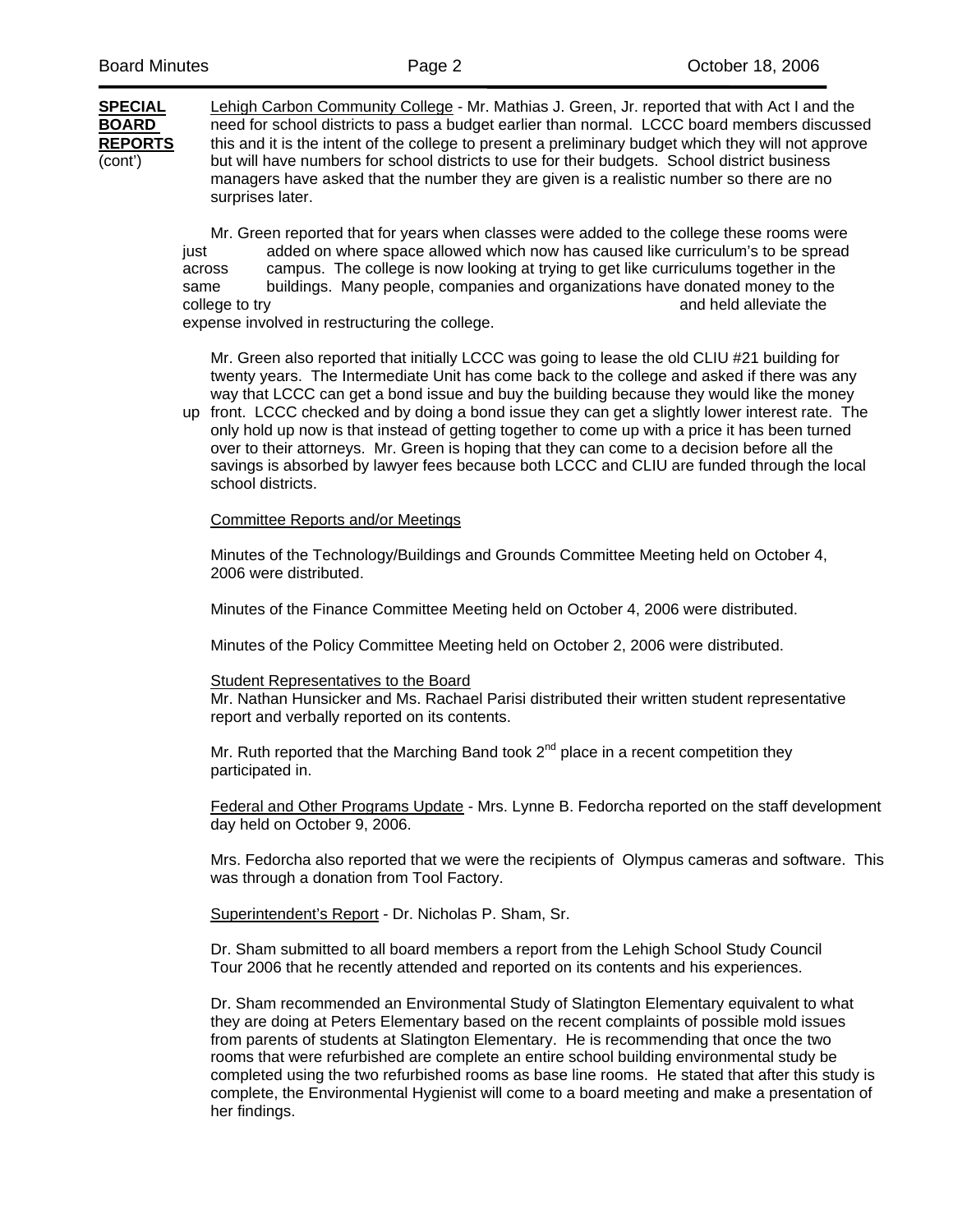**SPECIAL BOARD REPORTS** (cont')

Lehigh Carbon Community College - Mr. Mathias J. Green, Jr. reported that with Act I and the need for school districts to pass a budget earlier than normal. LCCC board members discussed this and it is the intent of the college to present a preliminary budget which they will not approve but will have numbers for school districts to use for their budgets. School district business managers have asked that the number they are given is a realistic number so there are no surprises later.

Mr. Green reported that for years when classes were added to the college these rooms were just added on where space allowed which now has caused like curriculum's to be spread across campus. The college is now looking at trying to get like curriculums together in the same buildings. Many people, companies and organizations have donated money to the college to try and held alleviate the expense involved in restructuring the college.

Mr. Green also reported that initially LCCC was going to lease the old CLIU #21 building for twenty years. The Intermediate Unit has come back to the college and asked if there was any way that LCCC can get a bond issue and buy the building because they would like the money up front. LCCC checked and by doing a bond issue they can get a slightly lower interest rate. The only hold up now is that instead of getting together to come up with a price it has been turned over to their attorneys. Mr. Green is hoping that they can come to a decision before all the savings is absorbed by lawyer fees because both LCCC and CLIU are funded through the local school districts.

Committee Reports and/or Meetings

Minutes of the Technology/Buildings and Grounds Committee Meeting held on October 4, 2006 were distributed.

Minutes of the Finance Committee Meeting held on October 4, 2006 were distributed.

Minutes of the Policy Committee Meeting held on October 2, 2006 were distributed.

Student Representatives to the Board

Mr. Nathan Hunsicker and Ms. Rachael Parisi distributed their written student representative report and verbally reported on its contents.

Mr. Ruth reported that the Marching Band took 2nd place in a recent competition they participated in.

Federal and Other Programs Update - Mrs. Lynne B. Fedorcha reported on the staff development day held on October 9, 2006.

Mrs. Fedorcha also reported that we were the recipients of Olympus cameras and software. This was through a donation from Tool Factory.

Superintendent's Report - Dr. Nicholas P. Sham, Sr.

Dr. Sham submitted to all board members a report from the Lehigh School Study Council Tour 2006 that he recently attended and reported on its contents and his experiences.

Dr. Sham recommended an Environmental Study of Slatington Elementary equivalent to what they are doing at Peters Elementary based on the recent complaints of possible mold issues from parents of students at Slatington Elementary. He is recommending that once the two rooms that were refurbished are complete an entire school building environmental study be completed using the two refurbished rooms as base line rooms. He stated that after this study is complete, the Environmental Hygienist will come to a board meeting and make a presentation of her findings.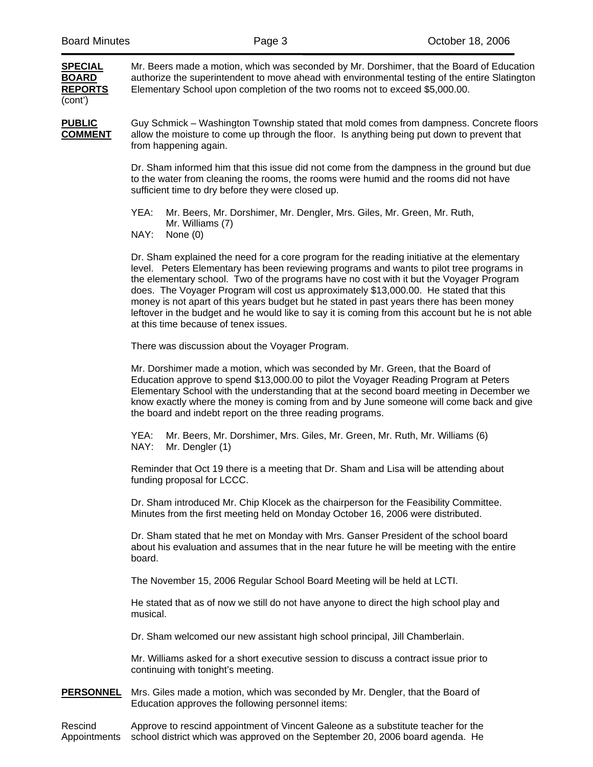**SPECIAL BOARD REPORTS** (cont')

Mr. Beers made a motion, which was seconded by Mr. Dorshimer, that the Board of Education authorize the superintendent to move ahead with environmental testing of the entire Slatington Elementary School upon completion of the two rooms not to exceed $5,000.00.

**PUBLIC COMMENT**

Guy Schmick – Washington Township stated that mold comes from dampness. Concrete floors allow the moisture to come up through the floor. Is anything being put down to prevent that from happening again.

Dr. Sham informed him that this issue did not come from the dampness in the ground but due to the water from cleaning the rooms, the rooms were humid and the rooms did not have sufficient time to dry before they were closed up.

YEA: Mr. Beers, Mr. Dorshimer, Mr. Dengler, Mrs. Giles, Mr. Green, Mr. Ruth, Mr. Williams (7)
NAY: None (0)

Dr. Sham explained the need for a core program for the reading initiative at the elementary level. Peters Elementary has been reviewing programs and wants to pilot tree programs in the elementary school. Two of the programs have no cost with it but the Voyager Program does. The Voyager Program will cost us approximately $13,000.00. He stated that this money is not apart of this years budget but he stated in past years there has been money leftover in the budget and he would like to say it is coming from this account but he is not able at this time because of tenex issues.

There was discussion about the Voyager Program.

Mr. Dorshimer made a motion, which was seconded by Mr. Green, that the Board of Education approve to spend $13,000.00 to pilot the Voyager Reading Program at Peters Elementary School with the understanding that at the second board meeting in December we know exactly where the money is coming from and by June someone will come back and give the board and indebt report on the three reading programs.

YEA: Mr. Beers, Mr. Dorshimer, Mrs. Giles, Mr. Green, Mr. Ruth, Mr. Williams (6)
NAY: Mr. Dengler (1)

Reminder that Oct 19 there is a meeting that Dr. Sham and Lisa will be attending about funding proposal for LCCC.

Dr. Sham introduced Mr. Chip Klocek as the chairperson for the Feasibility Committee. Minutes from the first meeting held on Monday October 16, 2006 were distributed.

Dr. Sham stated that he met on Monday with Mrs. Ganser President of the school board about his evaluation and assumes that in the near future he will be meeting with the entire board.

The November 15, 2006 Regular School Board Meeting will be held at LCTI.

He stated that as of now we still do not have anyone to direct the high school play and musical.

Dr. Sham welcomed our new assistant high school principal, Jill Chamberlain.

Mr. Williams asked for a short executive session to discuss a contract issue prior to continuing with tonight's meeting.

**PERSONNEL**

Mrs. Giles made a motion, which was seconded by Mr. Dengler, that the Board of Education approves the following personnel items:

Rescind Appointments

Approve to rescind appointment of Vincent Galeone as a substitute teacher for the school district which was approved on the September 20, 2006 board agenda. He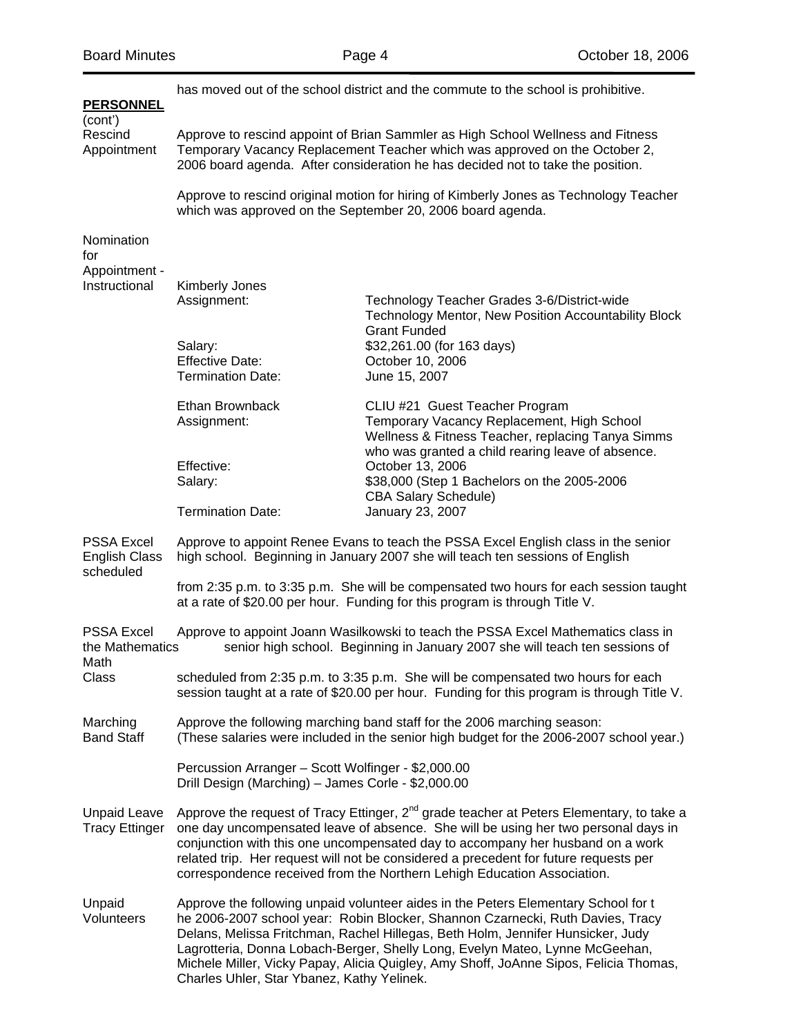has moved out of the school district and the commute to the school is prohibitive.

**PERSONNEL** (cont')

**Rescind Appointment**

Approve to rescind appoint of Brian Sammler as High School Wellness and Fitness Temporary Vacancy Replacement Teacher which was approved on the October 2, 2006 board agenda. After consideration he has decided not to take the position.

Approve to rescind original motion for hiring of Kimberly Jones as Technology Teacher which was approved on the September 20, 2006 board agenda.

**Nomination for Appointment - Instructional**

Kimberly Jones

| | |
|---|---|
| Assignment: | Technology Teacher Grades 3-6/District-wide Technology Mentor, New Position Accountability Block Grant Funded |
| Salary: | $32,261.00 (for 163 days) |
| Effective Date: | October 10, 2006 |
| Termination Date: | June 15, 2007 |

| | |
|---|---|
| Ethan Brownback | CLIU #21 Guest Teacher Program |
| Assignment: | Temporary Vacancy Replacement, High School Wellness & Fitness Teacher, replacing Tanya Simms who was granted a child rearing leave of absence. |
| Effective: | October 13, 2006 |
| Salary: | $38,000 (Step 1 Bachelors on the 2005-2006 CBA Salary Schedule) |
| Termination Date: | January 23, 2007 |

**PSSA Excel English Class**

Approve to appoint Renee Evans to teach the PSSA Excel English class in the senior high school. Beginning in January 2007 she will teach ten sessions of English scheduled from 2:35 p.m. to 3:35 p.m. She will be compensated two hours for each session taught at a rate of $20.00 per hour. Funding for this program is through Title V.

**PSSA Excel Math Class**

Approve to appoint Joann Wasilkowski to teach the PSSA Excel Mathematics class in the senior high school. Beginning in January 2007 she will teach ten sessions of Mathematics scheduled from 2:35 p.m. to 3:35 p.m. She will be compensated two hours for each session taught at a rate of $20.00 per hour. Funding for this program is through Title V.

**Marching Band Staff**

Approve the following marching band staff for the 2006 marching season: (These salaries were included in the senior high budget for the 2006-2007 school year.)

Percussion Arranger – Scott Wolfinger - $2,000.00
Drill Design (Marching) – James Corle - $2,000.00

**Unpaid Leave Tracy Ettinger**

Approve the request of Tracy Ettinger, 2nd grade teacher at Peters Elementary, to take a one day uncompensated leave of absence. She will be using her two personal days in conjunction with this one uncompensated day to accompany her husband on a work related trip. Her request will not be considered a precedent for future requests per correspondence received from the Northern Lehigh Education Association.

**Unpaid Volunteers**

Approve the following unpaid volunteer aides in the Peters Elementary School for the 2006-2007 school year: Robin Blocker, Shannon Czarnecki, Ruth Davies, Tracy Delans, Melissa Fritchman, Rachel Hillegas, Beth Holm, Jennifer Hunsicker, Judy Lagrotteria, Donna Lobach-Berger, Shelly Long, Evelyn Mateo, Lynne McGeehan, Michele Miller, Vicky Papay, Alicia Quigley, Amy Shoff, JoAnne Sipos, Felicia Thomas, Charles Uhler, Star Ybanez, Kathy Yelinek.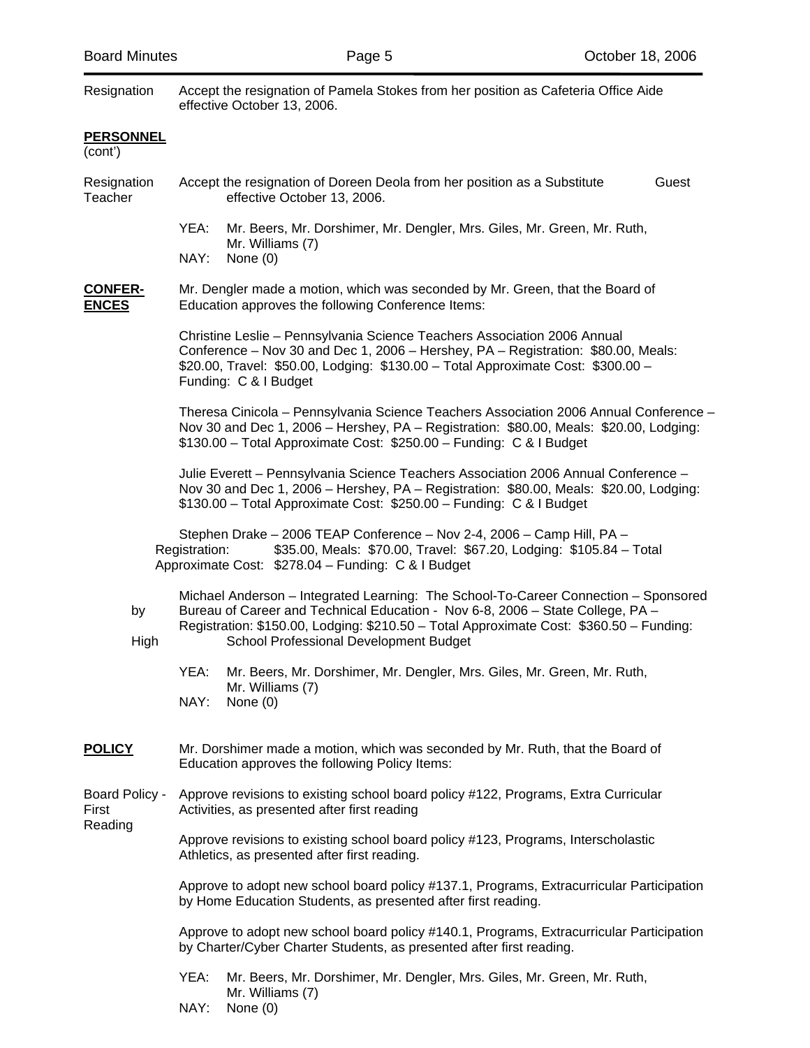Resignation — Accept the resignation of Pamela Stokes from her position as Cafeteria Office Aide effective October 13, 2006.

**PERSONNEL** (cont')

Resignation Teacher — Accept the resignation of Doreen Deola from her position as a Substitute Guest Teacher effective October 13, 2006.

YEA: Mr. Beers, Mr. Dorshimer, Mr. Dengler, Mrs. Giles, Mr. Green, Mr. Ruth, Mr. Williams (7)
NAY: None (0)

**CONFERENCES**

Mr. Dengler made a motion, which was seconded by Mr. Green, that the Board of Education approves the following Conference Items:

Christine Leslie – Pennsylvania Science Teachers Association 2006 Annual Conference – Nov 30 and Dec 1, 2006 – Hershey, PA – Registration: $80.00, Meals: $20.00, Travel: $50.00, Lodging: $130.00 – Total Approximate Cost: $300.00 – Funding: C & I Budget

Theresa Cinicola – Pennsylvania Science Teachers Association 2006 Annual Conference – Nov 30 and Dec 1, 2006 – Hershey, PA – Registration: $80.00, Meals: $20.00, Lodging: $130.00 – Total Approximate Cost: $250.00 – Funding: C & I Budget

Julie Everett – Pennsylvania Science Teachers Association 2006 Annual Conference – Nov 30 and Dec 1, 2006 – Hershey, PA – Registration: $80.00, Meals: $20.00, Lodging: $130.00 – Total Approximate Cost: $250.00 – Funding: C & I Budget

Stephen Drake – 2006 TEAP Conference – Nov 2-4, 2006 – Camp Hill, PA – Registration: $35.00, Meals: $70.00, Travel: $67.20, Lodging: $105.84 – Total Approximate Cost: $278.04 – Funding: C & I Budget

Michael Anderson – Integrated Learning: The School-To-Career Connection – Sponsored by Bureau of Career and Technical Education - Nov 6-8, 2006 – State College, PA – Registration: $150.00, Lodging: $210.50 – Total Approximate Cost: $360.50 – Funding: High School Professional Development Budget

YEA: Mr. Beers, Mr. Dorshimer, Mr. Dengler, Mrs. Giles, Mr. Green, Mr. Ruth, Mr. Williams (7)
NAY: None (0)

**POLICY**

Mr. Dorshimer made a motion, which was seconded by Mr. Ruth, that the Board of Education approves the following Policy Items:

Board Policy - First Reading

Approve revisions to existing school board policy #122, Programs, Extra Curricular Activities, as presented after first reading

Approve revisions to existing school board policy #123, Programs, Interscholastic Athletics, as presented after first reading.

Approve to adopt new school board policy #137.1, Programs, Extracurricular Participation by Home Education Students, as presented after first reading.

Approve to adopt new school board policy #140.1, Programs, Extracurricular Participation by Charter/Cyber Charter Students, as presented after first reading.

YEA: Mr. Beers, Mr. Dorshimer, Mr. Dengler, Mrs. Giles, Mr. Green, Mr. Ruth, Mr. Williams (7)
NAY: None (0)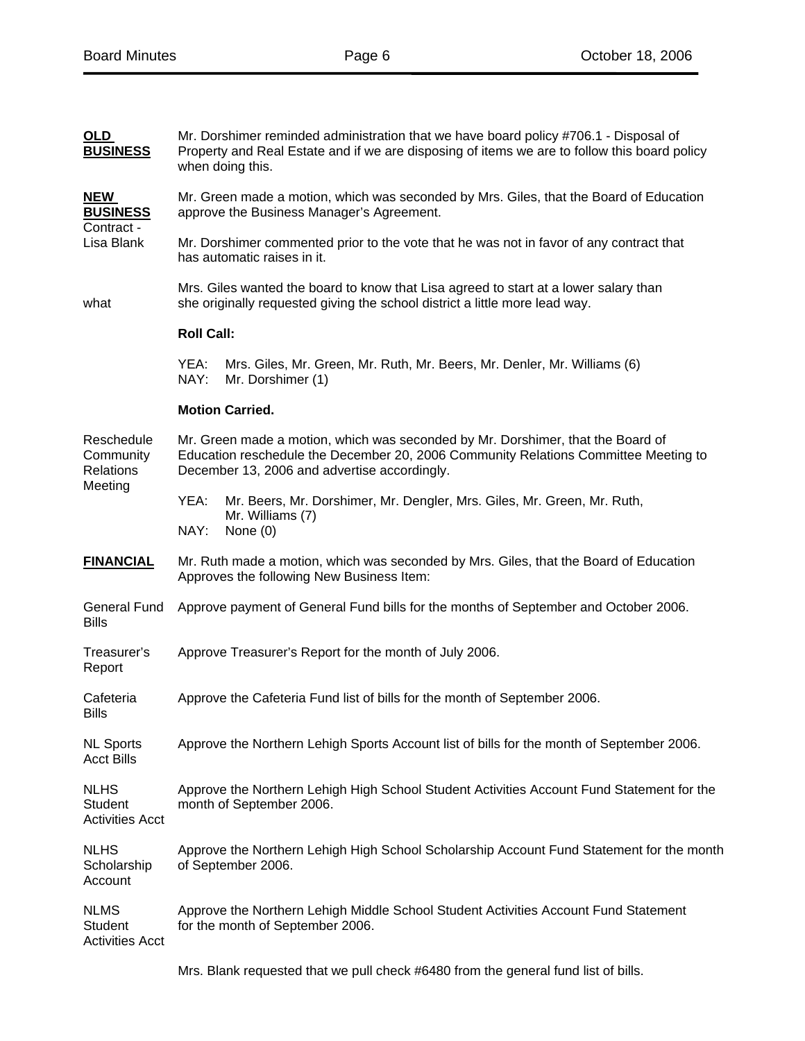**OLD BUSINESS**

Mr. Dorshimer reminded administration that we have board policy #706.1 - Disposal of Property and Real Estate and if we are disposing of items we are to follow this board policy when doing this.

**NEW BUSINESS**

Contract - Lisa Blank

Mr. Green made a motion, which was seconded by Mrs. Giles, that the Board of Education approve the Business Manager's Agreement.

Mr. Dorshimer commented prior to the vote that he was not in favor of any contract that has automatic raises in it.

Mrs. Giles wanted the board to know that Lisa agreed to start at a lower salary than what she originally requested giving the school district a little more lead way.

**Roll Call:**

YEA: Mrs. Giles, Mr. Green, Mr. Ruth, Mr. Beers, Mr. Denler, Mr. Williams (6)
NAY: Mr. Dorshimer (1)

**Motion Carried.**

Reschedule Community Relations Meeting

Mr. Green made a motion, which was seconded by Mr. Dorshimer, that the Board of Education reschedule the December 20, 2006 Community Relations Committee Meeting to December 13, 2006 and advertise accordingly.

YEA: Mr. Beers, Mr. Dorshimer, Mr. Dengler, Mrs. Giles, Mr. Green, Mr. Ruth, Mr. Williams (7)
NAY: None (0)

**FINANCIAL**

Mr. Ruth made a motion, which was seconded by Mrs. Giles, that the Board of Education Approves the following New Business Item:

General Fund Bills — Approve payment of General Fund bills for the months of September and October 2006.

Treasurer's Report — Approve Treasurer's Report for the month of July 2006.

Cafeteria Bills — Approve the Cafeteria Fund list of bills for the month of September 2006.

NL Sports Acct Bills — Approve the Northern Lehigh Sports Account list of bills for the month of September 2006.

NLHS Student Activities Acct — Approve the Northern Lehigh High School Student Activities Account Fund Statement for the month of September 2006.

NLHS Scholarship Account — Approve the Northern Lehigh High School Scholarship Account Fund Statement for the month of September 2006.

NLMS Student Activities Acct — Approve the Northern Lehigh Middle School Student Activities Account Fund Statement for the month of September 2006.

Mrs. Blank requested that we pull check #6480 from the general fund list of bills.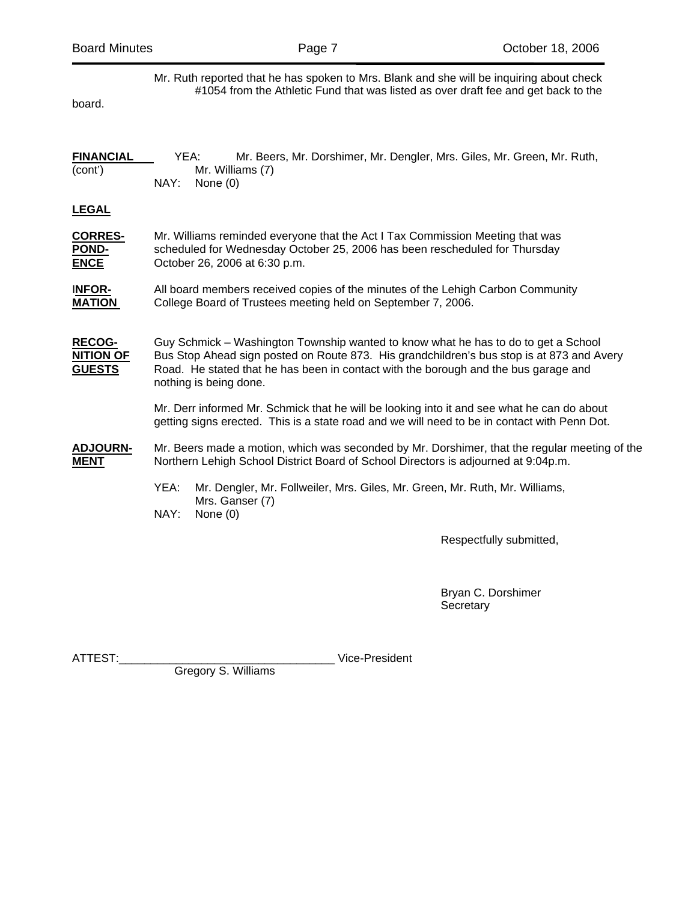Mr. Ruth reported that he has spoken to Mrs. Blank and she will be inquiring about check #1054 from the Athletic Fund that was listed as over draft fee and get back to the board.

**FINANCIAL** (cont')

YEA: Mr. Beers, Mr. Dorshimer, Mr. Dengler, Mrs. Giles, Mr. Green, Mr. Ruth, Mr. Williams (7)
NAY: None (0)

**LEGAL**

**CORRESPONDENCE**

Mr. Williams reminded everyone that the Act I Tax Commission Meeting that was scheduled for Wednesday October 25, 2006 has been rescheduled for Thursday October 26, 2006 at 6:30 p.m.

**INFORMATION**

All board members received copies of the minutes of the Lehigh Carbon Community College Board of Trustees meeting held on September 7, 2006.

**RECOGNITION OF GUESTS**

Guy Schmick – Washington Township wanted to know what he has to do to get a School Bus Stop Ahead sign posted on Route 873. His grandchildren's bus stop is at 873 and Avery Road. He stated that he has been in contact with the borough and the bus garage and nothing is being done.

Mr. Derr informed Mr. Schmick that he will be looking into it and see what he can do about getting signs erected. This is a state road and we will need to be in contact with Penn Dot.

**ADJOURNMENT**

Mr. Beers made a motion, which was seconded by Mr. Dorshimer, that the regular meeting of the Northern Lehigh School District Board of School Directors is adjourned at 9:04p.m.

YEA: Mr. Dengler, Mr. Follweiler, Mrs. Giles, Mr. Green, Mr. Ruth, Mr. Williams, Mrs. Ganser (7)
NAY: None (0)

Respectfully submitted,

Bryan C. Dorshimer
Secretary

ATTEST:__________________________________ Vice-President
Gregory S. Williams